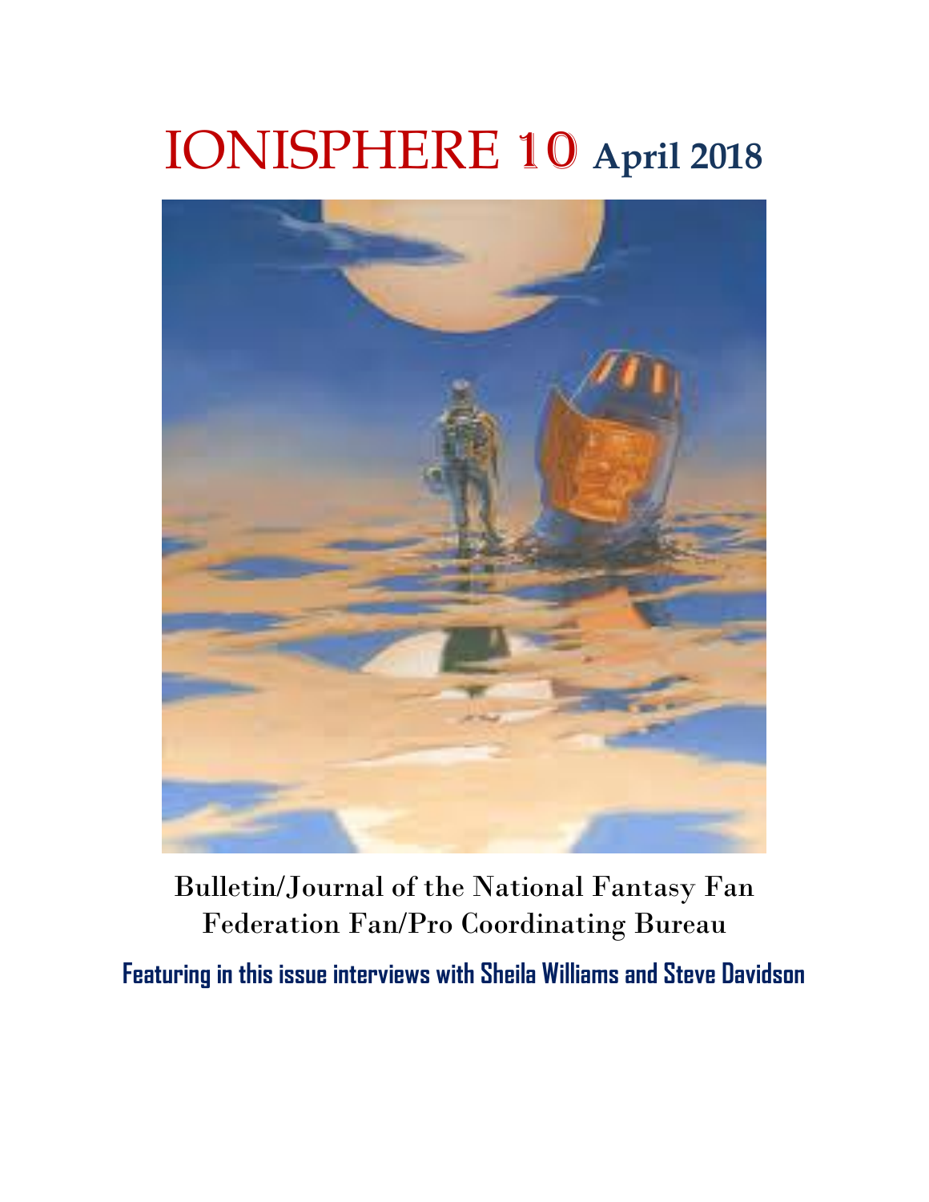# IONISPHERE 10 April 2018

Bulletin/Journal of the National Fantasy Fan Federation Fan/Pro Coordinating Bureau

**Featuring in this issue interviews with Sheila Williams and Steve Davidson**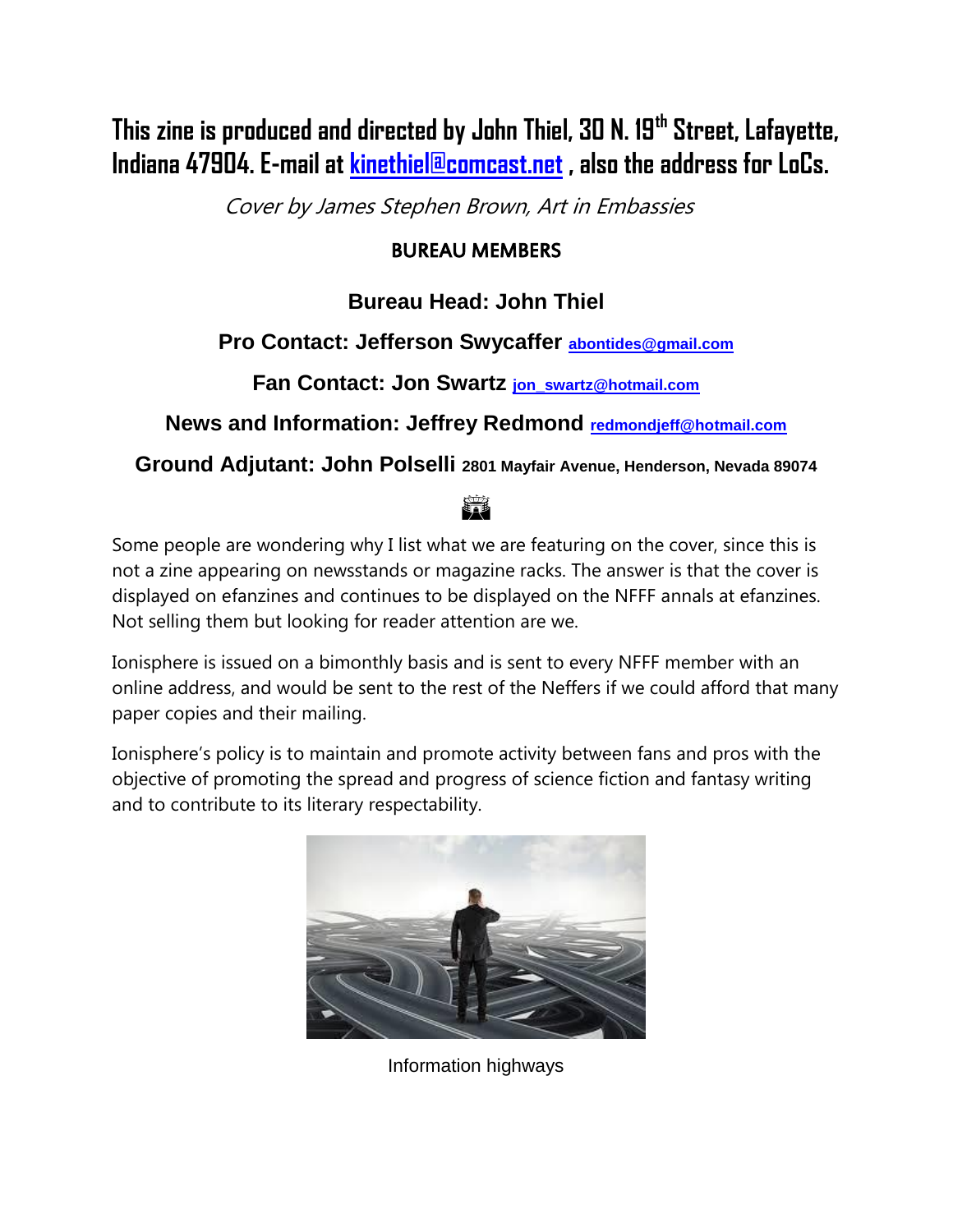**This zine is produced and directed by John Thiel, 30 N. 19th Street, Lafayette, Indiana 47904. E-mail at kinethiel@comcast.net , also the address for LoCs.**

*Cover by James Stephen Brown, Art in Embassies*

**BUREAU MEMBERS**

**Bureau Head: John Thiel**

**Pro Contact: Jefferson Swycaffer abontides@gmail.com**

**Fan Contact: Jon Swartz jon_swartz@hotmail.com**

**News and Information: Jeffrey Redmond redmondjeff@hotmail.com**

**Ground Adjutant: John Polselli 2801 Mayfair Avenue, Henderson, Nevada 89074**

Some people are wondering why I list what we are featuring on the cover, since this is not a zine appearing on newsstands or magazine racks. The answer is that the cover is displayed on efanzines and continues to be displayed on the NFFF annals at efanzines. Not selling them but looking for reader attention are we.

Ionisphere is issued on a bimonthly basis and is sent to every NFFF member with an online address, and would be sent to the rest of the Neffers if we could afford that many paper copies and their mailing.

Ionisphere's policy is to maintain and promote activity between fans and pros with the objective of promoting the spread and progress of science fiction and fantasy writing and to contribute to its literary respectability.

Information highways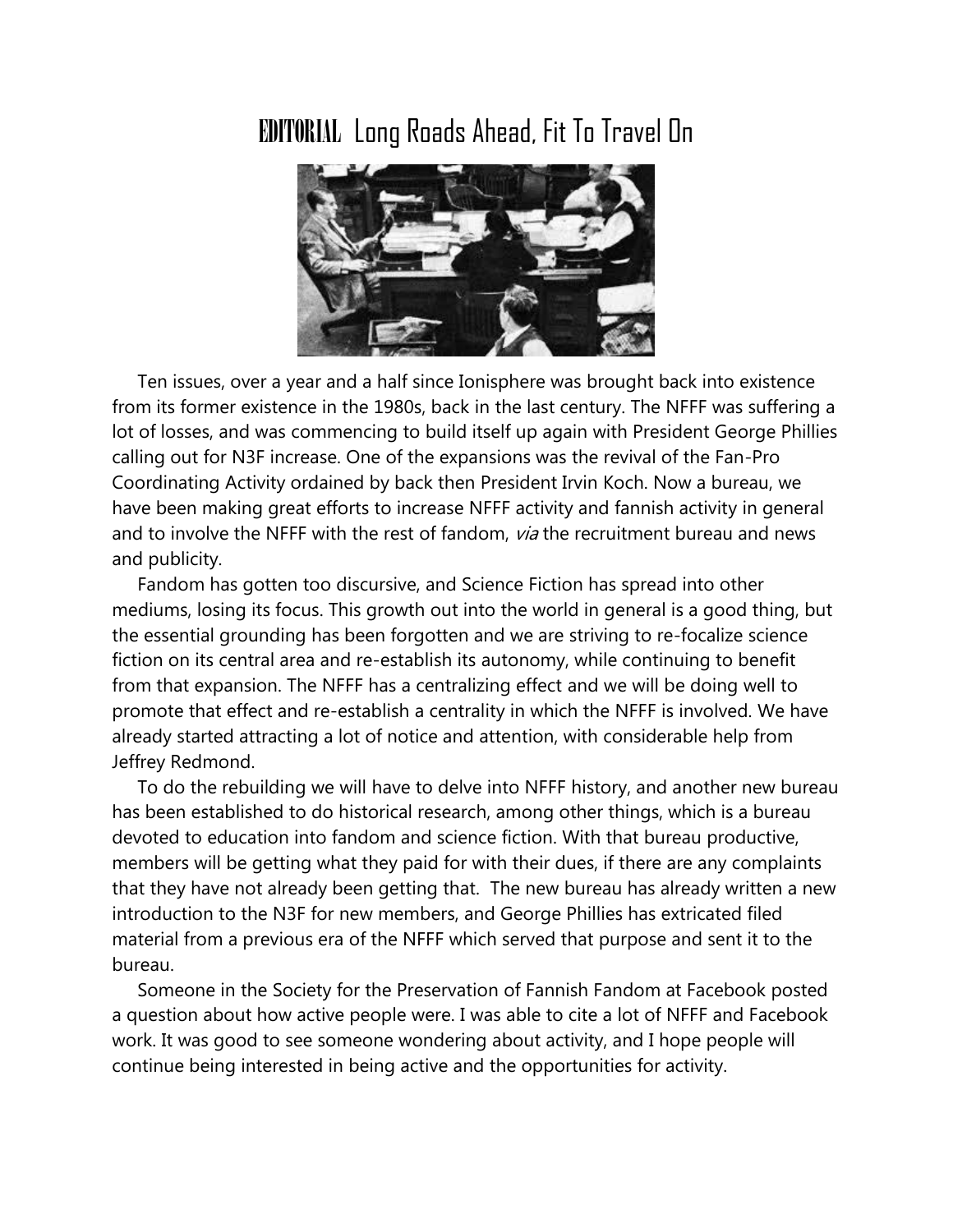# EDITORIAL Long Roads Ahead, Fit To Travel On

Ten issues, over a year and a half since Ionisphere was brought back into existence from its former existence in the 1980s, back in the last century. The NFFF was suffering a lot of losses, and was commencing to build itself up again with President George Phillies calling out for N3F increase. One of the expansions was the revival of the Fan-Pro Coordinating Activity ordained by back then President Irvin Koch. Now a bureau, we have been making great efforts to increase NFFF activity and fannish activity in general and to involve the NFFF with the rest of fandom, *via* the recruitment bureau and news and publicity.

Fandom has gotten too discursive, and Science Fiction has spread into other mediums, losing its focus. This growth out into the world in general is a good thing, but the essential grounding has been forgotten and we are striving to re-focalize science fiction on its central area and re-establish its autonomy, while continuing to benefit from that expansion. The NFFF has a centralizing effect and we will be doing well to promote that effect and re-establish a centrality in which the NFFF is involved. We have already started attracting a lot of notice and attention, with considerable help from Jeffrey Redmond.

To do the rebuilding we will have to delve into NFFF history, and another new bureau has been established to do historical research, among other things, which is a bureau devoted to education into fandom and science fiction. With that bureau productive, members will be getting what they paid for with their dues, if there are any complaints that they have not already been getting that. The new bureau has already written a new introduction to the N3F for new members, and George Phillies has extricated filed material from a previous era of the NFFF which served that purpose and sent it to the bureau.

Someone in the Society for the Preservation of Fannish Fandom at Facebook posted a question about how active people were. I was able to cite a lot of NFFF and Facebook work. It was good to see someone wondering about activity, and I hope people will continue being interested in being active and the opportunities for activity.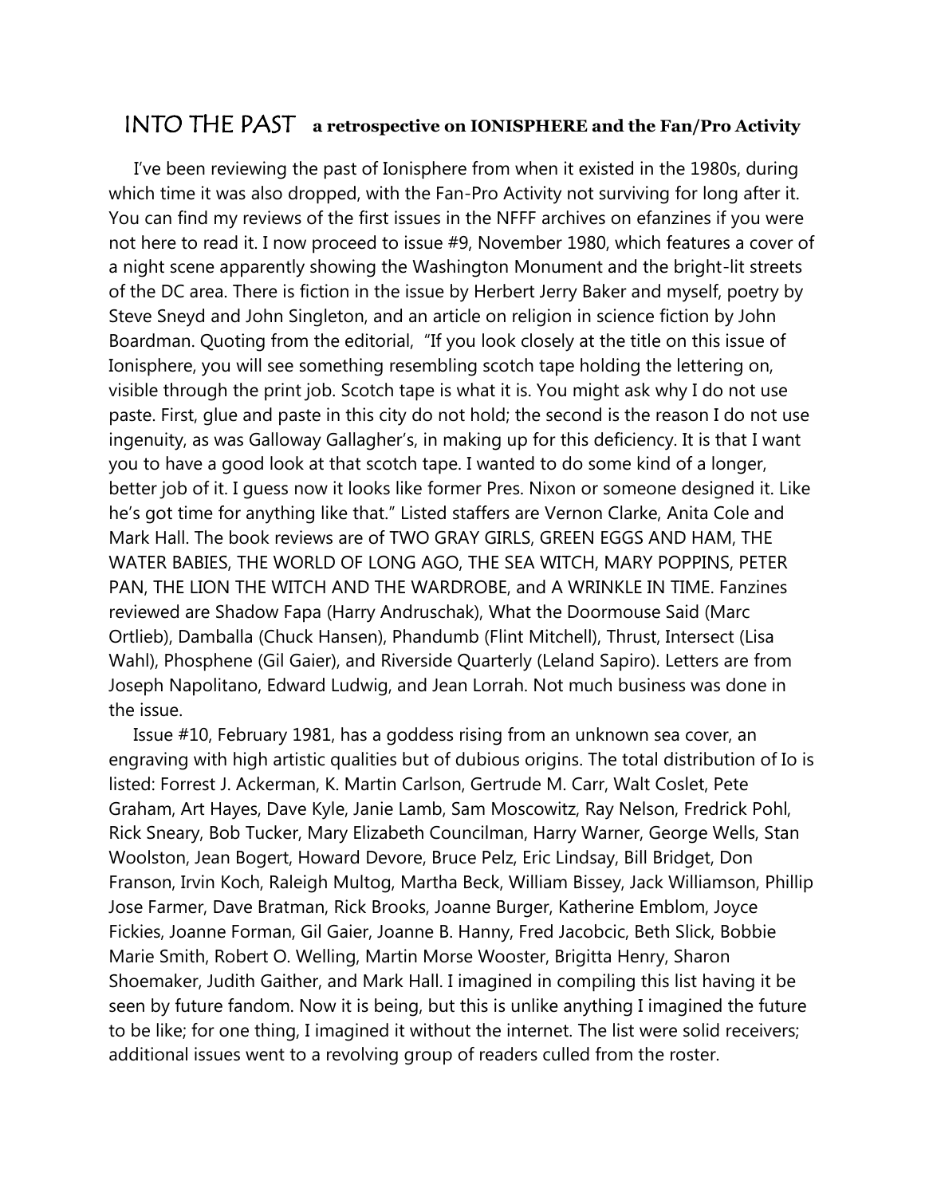## INTO THE PAST **a retrospective on IONISPHERE and the Fan/Pro Activity**

I've been reviewing the past of Ionisphere from when it existed in the 1980s, during which time it was also dropped, with the Fan-Pro Activity not surviving for long after it. You can find my reviews of the first issues in the NFFF archives on efanzines if you were not here to read it. I now proceed to issue #9, November 1980, which features a cover of a night scene apparently showing the Washington Monument and the bright-lit streets of the DC area. There is fiction in the issue by Herbert Jerry Baker and myself, poetry by Steve Sneyd and John Singleton, and an article on religion in science fiction by John Boardman. Quoting from the editorial, "If you look closely at the title on this issue of Ionisphere, you will see something resembling scotch tape holding the lettering on, visible through the print job. Scotch tape is what it is. You might ask why I do not use paste. First, glue and paste in this city do not hold; the second is the reason I do not use ingenuity, as was Galloway Gallagher's, in making up for this deficiency. It is that I want you to have a good look at that scotch tape. I wanted to do some kind of a longer, better job of it. I guess now it looks like former Pres. Nixon or someone designed it. Like he's got time for anything like that." Listed staffers are Vernon Clarke, Anita Cole and Mark Hall. The book reviews are of TWO GRAY GIRLS, GREEN EGGS AND HAM, THE WATER BABIES, THE WORLD OF LONG AGO, THE SEA WITCH, MARY POPPINS, PETER PAN, THE LION THE WITCH AND THE WARDROBE, and A WRINKLE IN TIME. Fanzines reviewed are Shadow Fapa (Harry Andruschak), What the Doormouse Said (Marc Ortlieb), Damballa (Chuck Hansen), Phandumb (Flint Mitchell), Thrust, Intersect (Lisa Wahl), Phosphene (Gil Gaier), and Riverside Quarterly (Leland Sapiro). Letters are from Joseph Napolitano, Edward Ludwig, and Jean Lorrah. Not much business was done in the issue.

Issue #10, February 1981, has a goddess rising from an unknown sea cover, an engraving with high artistic qualities but of dubious origins. The total distribution of Io is listed: Forrest J. Ackerman, K. Martin Carlson, Gertrude M. Carr, Walt Coslet, Pete Graham, Art Hayes, Dave Kyle, Janie Lamb, Sam Moscowitz, Ray Nelson, Fredrick Pohl, Rick Sneary, Bob Tucker, Mary Elizabeth Councilman, Harry Warner, George Wells, Stan Woolston, Jean Bogert, Howard Devore, Bruce Pelz, Eric Lindsay, Bill Bridget, Don Franson, Irvin Koch, Raleigh Multog, Martha Beck, William Bissey, Jack Williamson, Phillip Jose Farmer, Dave Bratman, Rick Brooks, Joanne Burger, Katherine Emblom, Joyce Fickies, Joanne Forman, Gil Gaier, Joanne B. Hanny, Fred Jacobcic, Beth Slick, Bobbie Marie Smith, Robert O. Welling, Martin Morse Wooster, Brigitta Henry, Sharon Shoemaker, Judith Gaither, and Mark Hall. I imagined in compiling this list having it be seen by future fandom. Now it is being, but this is unlike anything I imagined the future to be like; for one thing, I imagined it without the internet. The list were solid receivers; additional issues went to a revolving group of readers culled from the roster.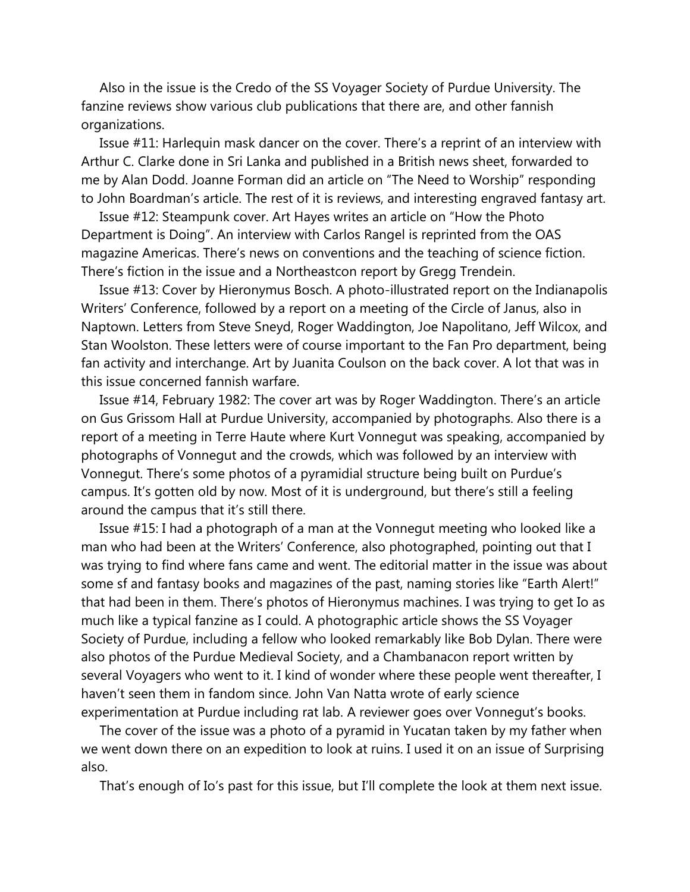Also in the issue is the Credo of the SS Voyager Society of Purdue University. The fanzine reviews show various club publications that there are, and other fannish organizations.

Issue #11: Harlequin mask dancer on the cover. There's a reprint of an interview with Arthur C. Clarke done in Sri Lanka and published in a British news sheet, forwarded to me by Alan Dodd. Joanne Forman did an article on "The Need to Worship" responding to John Boardman's article. The rest of it is reviews, and interesting engraved fantasy art.

Issue #12: Steampunk cover. Art Hayes writes an article on "How the Photo Department is Doing". An interview with Carlos Rangel is reprinted from the OAS magazine Americas. There's news on conventions and the teaching of science fiction. There's fiction in the issue and a Northeastcon report by Gregg Trendein.

Issue #13: Cover by Hieronymus Bosch. A photo-illustrated report on the Indianapolis Writers' Conference, followed by a report on a meeting of the Circle of Janus, also in Naptown. Letters from Steve Sneyd, Roger Waddington, Joe Napolitano, Jeff Wilcox, and Stan Woolston. These letters were of course important to the Fan Pro department, being fan activity and interchange. Art by Juanita Coulson on the back cover. A lot that was in this issue concerned fannish warfare.

Issue #14, February 1982: The cover art was by Roger Waddington. There's an article on Gus Grissom Hall at Purdue University, accompanied by photographs. Also there is a report of a meeting in Terre Haute where Kurt Vonnegut was speaking, accompanied by photographs of Vonnegut and the crowds, which was followed by an interview with Vonnegut. There's some photos of a pyramidial structure being built on Purdue's campus. It's gotten old by now. Most of it is underground, but there's still a feeling around the campus that it's still there.

Issue #15: I had a photograph of a man at the Vonnegut meeting who looked like a man who had been at the Writers' Conference, also photographed, pointing out that I was trying to find where fans came and went. The editorial matter in the issue was about some sf and fantasy books and magazines of the past, naming stories like "Earth Alert!" that had been in them. There's photos of Hieronymus machines. I was trying to get Io as much like a typical fanzine as I could. A photographic article shows the SS Voyager Society of Purdue, including a fellow who looked remarkably like Bob Dylan. There were also photos of the Purdue Medieval Society, and a Chambanacon report written by several Voyagers who went to it. I kind of wonder where these people went thereafter, I haven't seen them in fandom since. John Van Natta wrote of early science experimentation at Purdue including rat lab. A reviewer goes over Vonnegut's books.

The cover of the issue was a photo of a pyramid in Yucatan taken by my father when we went down there on an expedition to look at ruins. I used it on an issue of Surprising also.

That's enough of Io's past for this issue, but I'll complete the look at them next issue.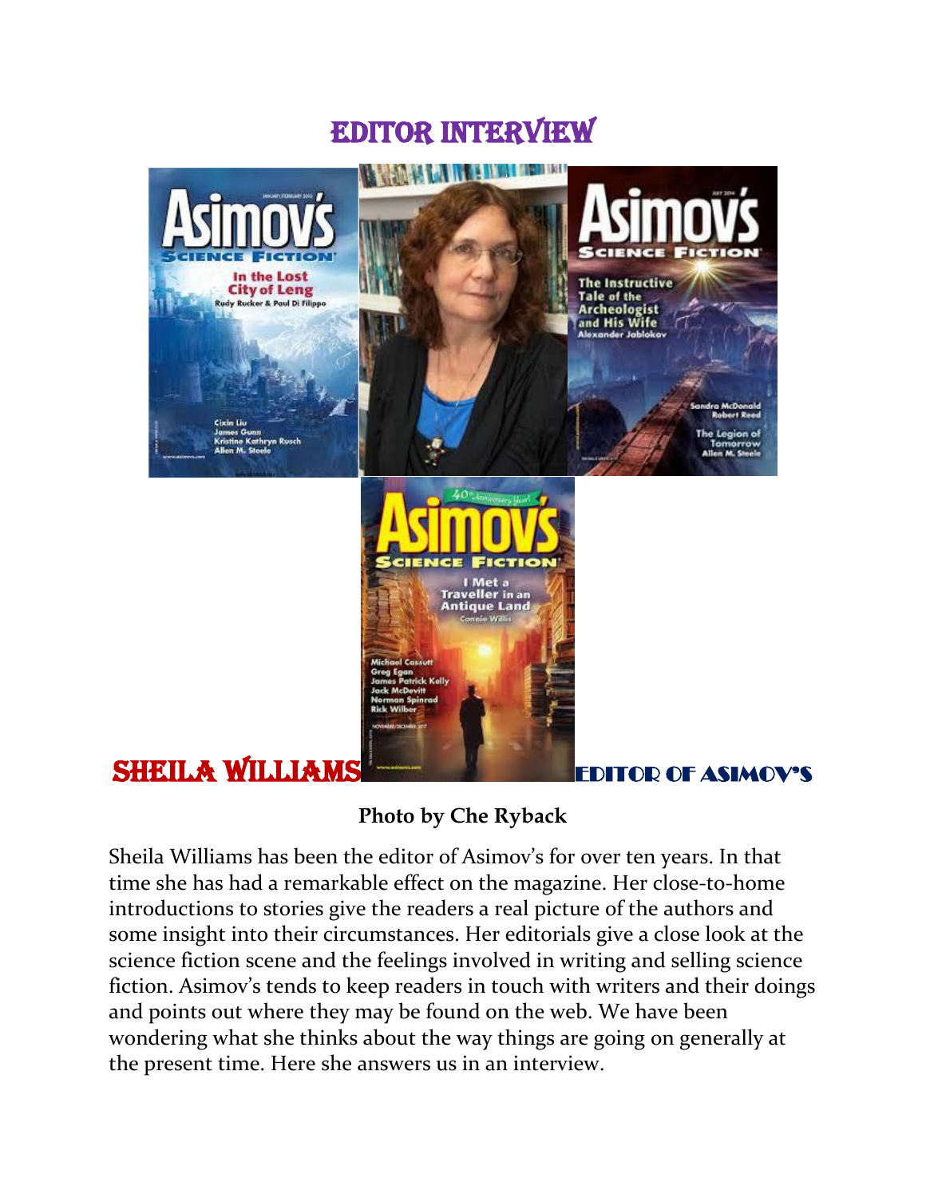# EDITOR INTERVIEW

**SHEILA WILLIAMS** EDITOR OF ASIMOV'S

**Photo by Che Ryback**

Sheila Williams has been the editor of Asimov's for over ten years. In that time she has had a remarkable effect on the magazine. Her close-to-home introductions to stories give the readers a real picture of the authors and some insight into their circumstances. Her editorials give a close look at the science fiction scene and the feelings involved in writing and selling science fiction. Asimov's tends to keep readers in touch with writers and their doings and points out where they may be found on the web. We have been wondering what she thinks about the way things are going on generally at the present time. Here she answers us in an interview.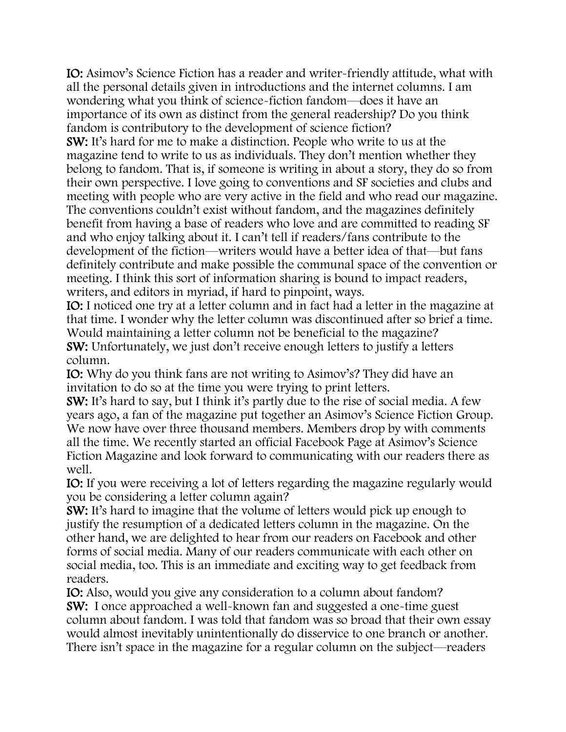**IO:** Asimov's Science Fiction has a reader and writer-friendly attitude, what with all the personal details given in introductions and the internet columns. I am wondering what you think of science-fiction fandom—does it have an importance of its own as distinct from the general readership? Do you think fandom is contributory to the development of science fiction?

**SW:** It's hard for me to make a distinction. People who write to us at the magazine tend to write to us as individuals. They don't mention whether they belong to fandom. That is, if someone is writing in about a story, they do so from their own perspective. I love going to conventions and SF societies and clubs and meeting with people who are very active in the field and who read our magazine. The conventions couldn't exist without fandom, and the magazines definitely benefit from having a base of readers who love and are committed to reading SF and who enjoy talking about it. I can't tell if readers/fans contribute to the development of the fiction—writers would have a better idea of that—but fans definitely contribute and make possible the communal space of the convention or meeting. I think this sort of information sharing is bound to impact readers, writers, and editors in myriad, if hard to pinpoint, ways.

**IO:** I noticed one try at a letter column and in fact had a letter in the magazine at that time. I wonder why the letter column was discontinued after so brief a time. Would maintaining a letter column not be beneficial to the magazine?

**SW:** Unfortunately, we just don't receive enough letters to justify a letters column.

**IO:** Why do you think fans are not writing to Asimov's? They did have an invitation to do so at the time you were trying to print letters.

**SW:** It's hard to say, but I think it's partly due to the rise of social media. A few years ago, a fan of the magazine put together an Asimov's Science Fiction Group. We now have over three thousand members. Members drop by with comments all the time. We recently started an official Facebook Page at Asimov's Science Fiction Magazine and look forward to communicating with our readers there as well.

**IO:** If you were receiving a lot of letters regarding the magazine regularly would you be considering a letter column again?

**SW:** It's hard to imagine that the volume of letters would pick up enough to justify the resumption of a dedicated letters column in the magazine. On the other hand, we are delighted to hear from our readers on Facebook and other forms of social media. Many of our readers communicate with each other on social media, too. This is an immediate and exciting way to get feedback from readers.

**IO:** Also, would you give any consideration to a column about fandom?

**SW:** I once approached a well-known fan and suggested a one-time guest column about fandom. I was told that fandom was so broad that their own essay would almost inevitably unintentionally do disservice to one branch or another. There isn't space in the magazine for a regular column on the subject—readers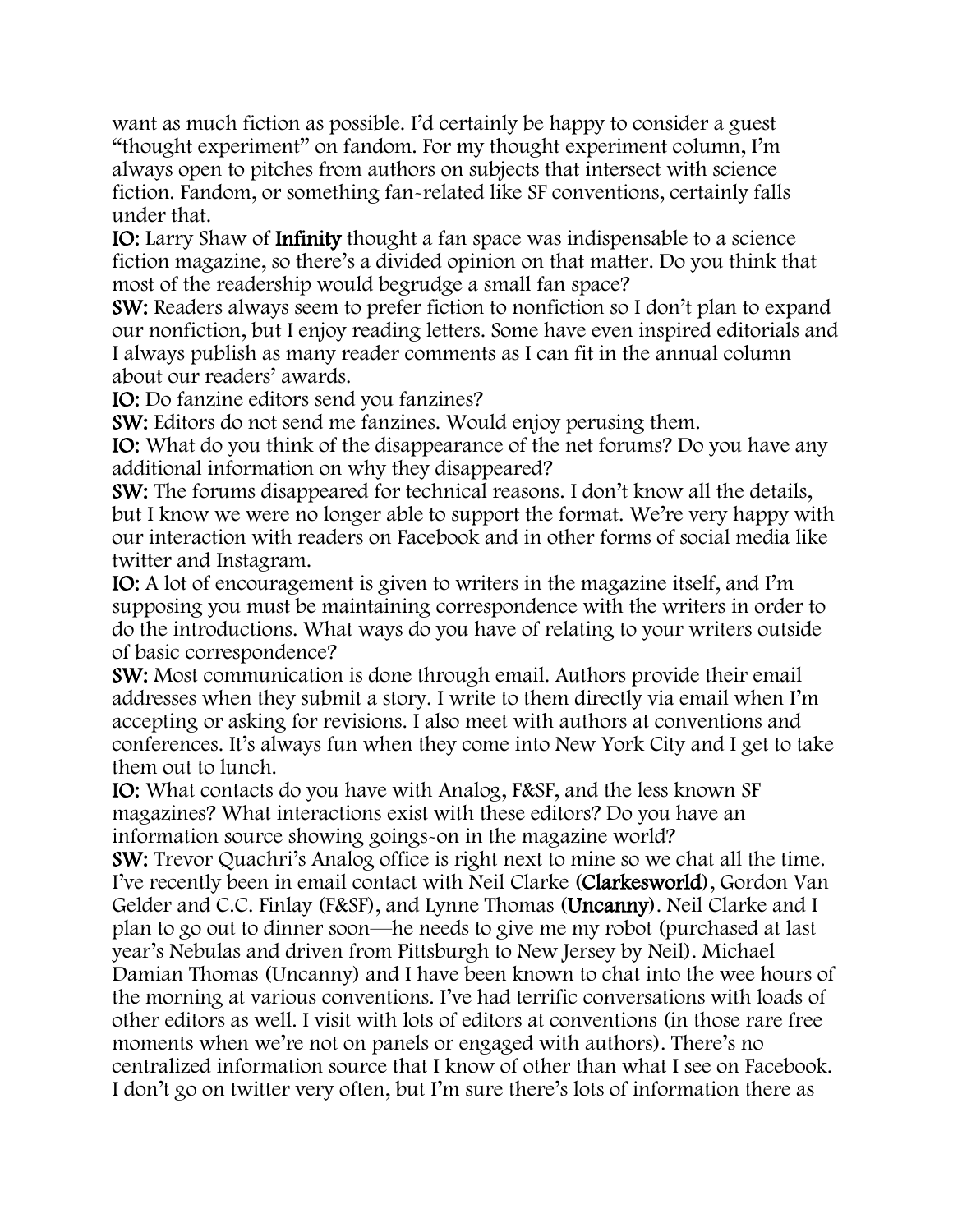want as much fiction as possible. I'd certainly be happy to consider a guest "thought experiment" on fandom. For my thought experiment column, I'm always open to pitches from authors on subjects that intersect with science fiction. Fandom, or something fan-related like SF conventions, certainly falls under that.

**IO:** Larry Shaw of **Infinity** thought a fan space was indispensable to a science fiction magazine, so there's a divided opinion on that matter. Do you think that most of the readership would begrudge a small fan space?

**SW:** Readers always seem to prefer fiction to nonfiction so I don't plan to expand our nonfiction, but I enjoy reading letters. Some have even inspired editorials and I always publish as many reader comments as I can fit in the annual column about our readers' awards.

**IO:** Do fanzine editors send you fanzines?

**SW:** Editors do not send me fanzines. Would enjoy perusing them.

**IO:** What do you think of the disappearance of the net forums? Do you have any additional information on why they disappeared?

**SW:** The forums disappeared for technical reasons. I don't know all the details, but I know we were no longer able to support the format. We're very happy with our interaction with readers on Facebook and in other forms of social media like twitter and Instagram.

**IO:** A lot of encouragement is given to writers in the magazine itself, and I'm supposing you must be maintaining correspondence with the writers in order to do the introductions. What ways do you have of relating to your writers outside of basic correspondence?

**SW:** Most communication is done through email. Authors provide their email addresses when they submit a story. I write to them directly via email when I'm accepting or asking for revisions. I also meet with authors at conventions and conferences. It's always fun when they come into New York City and I get to take them out to lunch.

**IO:** What contacts do you have with Analog, F&SF, and the less known SF magazines? What interactions exist with these editors? Do you have an information source showing goings-on in the magazine world?

**SW:** Trevor Quachri's Analog office is right next to mine so we chat all the time. I've recently been in email contact with Neil Clarke (**Clarkesworld**), Gordon Van Gelder and C.C. Finlay (F&SF), and Lynne Thomas (**Uncanny**). Neil Clarke and I plan to go out to dinner soon—he needs to give me my robot (purchased at last year's Nebulas and driven from Pittsburgh to New Jersey by Neil). Michael Damian Thomas (Uncanny) and I have been known to chat into the wee hours of the morning at various conventions. I've had terrific conversations with loads of other editors as well. I visit with lots of editors at conventions (in those rare free moments when we're not on panels or engaged with authors). There's no centralized information source that I know of other than what I see on Facebook. I don't go on twitter very often, but I'm sure there's lots of information there as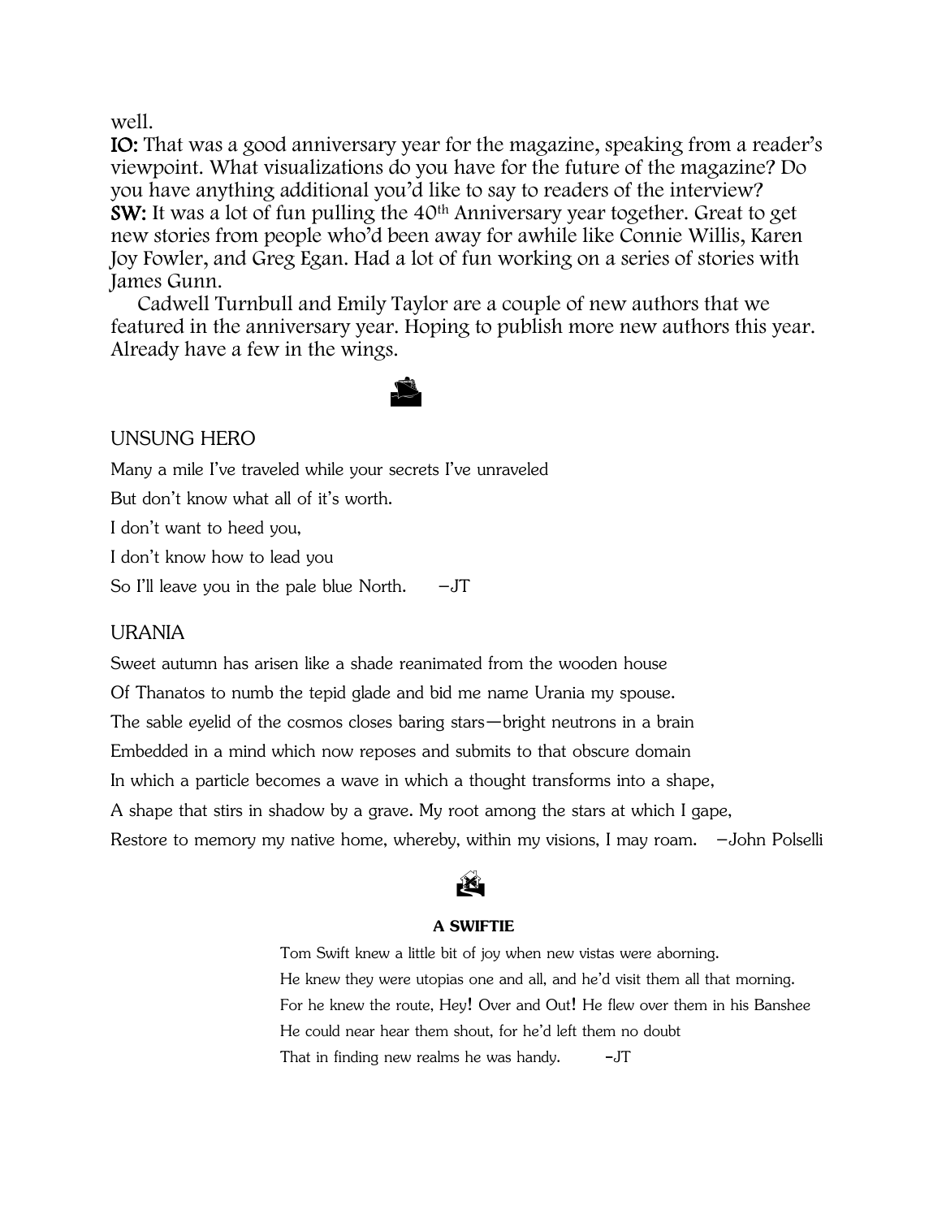well.

**IO:** That was a good anniversary year for the magazine, speaking from a reader's viewpoint. What visualizations do you have for the future of the magazine? Do you have anything additional you'd like to say to readers of the interview?

**SW:** It was a lot of fun pulling the 40th Anniversary year together. Great to get new stories from people who'd been away for awhile like Connie Willis, Karen Joy Fowler, and Greg Egan. Had a lot of fun working on a series of stories with James Gunn.

Cadwell Turnbull and Emily Taylor are a couple of new authors that we featured in the anniversary year. Hoping to publish more new authors this year. Already have a few in the wings.

## UNSUNG HERO

Many a mile I've traveled while your secrets I've unraveled

But don't know what all of it's worth.

I don't want to heed you,

I don't know how to lead you

So I'll leave you in the pale blue North. —JT

## URANIA

Sweet autumn has arisen like a shade reanimated from the wooden house

Of Thanatos to numb the tepid glade and bid me name Urania my spouse.

The sable eyelid of the cosmos closes baring stars—bright neutrons in a brain

Embedded in a mind which now reposes and submits to that obscure domain

In which a particle becomes a wave in which a thought transforms into a shape,

A shape that stirs in shadow by a grave. My root among the stars at which I gape,

Restore to memory my native home, whereby, within my visions, I may roam. —John Polselli

### A SWIFTIE

Tom Swift knew a little bit of joy when new vistas were aborning.

He knew they were utopias one and all, and he'd visit them all that morning.

For he knew the route, Hey! Over and Out! He flew over them in his Banshee

He could near hear them shout, for he'd left them no doubt

That in finding new realms he was handy. -JT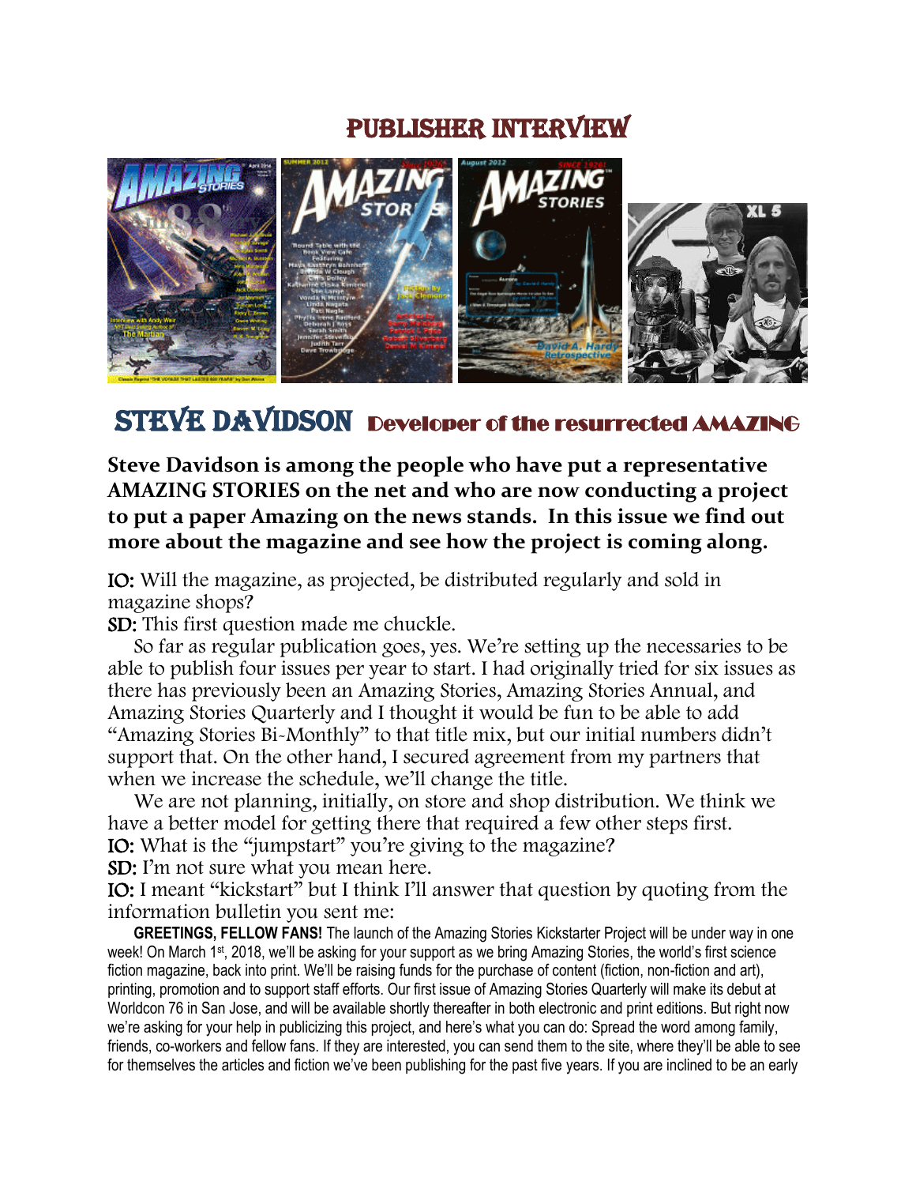# PUBLISHER INTERVIEW

## STEVE DAVIDSON Developer of the resurrected AMAZING

**Steve Davidson is among the people who have put a representative AMAZING STORIES on the net and who are now conducting a project to put a paper Amazing on the news stands. In this issue we find out more about the magazine and see how the project is coming along.**

IO: Will the magazine, as projected, be distributed regularly and sold in magazine shops?

SD: This first question made me chuckle.

So far as regular publication goes, yes. We're setting up the necessaries to be able to publish four issues per year to start. I had originally tried for six issues as there has previously been an Amazing Stories, Amazing Stories Annual, and Amazing Stories Quarterly and I thought it would be fun to be able to add "Amazing Stories Bi-Monthly" to that title mix, but our initial numbers didn't support that. On the other hand, I secured agreement from my partners that when we increase the schedule, we'll change the title.

We are not planning, initially, on store and shop distribution. We think we have a better model for getting there that required a few other steps first.

IO: What is the "jumpstart" you're giving to the magazine?

SD: I'm not sure what you mean here.

IO: I meant "kickstart" but I think I'll answer that question by quoting from the information bulletin you sent me:

**GREETINGS, FELLOW FANS!** The launch of the Amazing Stories Kickstarter Project will be under way in one week! On March 1st, 2018, we'll be asking for your support as we bring Amazing Stories, the world's first science fiction magazine, back into print. We'll be raising funds for the purchase of content (fiction, non-fiction and art), printing, promotion and to support staff efforts. Our first issue of Amazing Stories Quarterly will make its debut at Worldcon 76 in San Jose, and will be available shortly thereafter in both electronic and print editions. But right now we're asking for your help in publicizing this project, and here's what you can do: Spread the word among family, friends, co-workers and fellow fans. If they are interested, you can send them to the site, where they'll be able to see for themselves the articles and fiction we've been publishing for the past five years. If you are inclined to be an early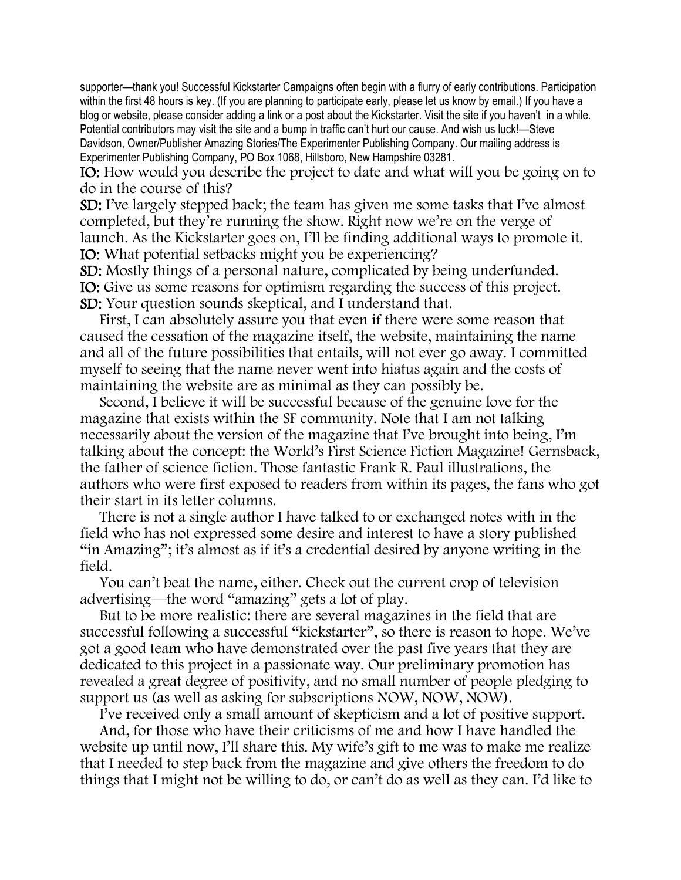supporter—thank you! Successful Kickstarter Campaigns often begin with a flurry of early contributions. Participation within the first 48 hours is key. (If you are planning to participate early, please let us know by email.) If you have a blog or website, please consider adding a link or a post about the Kickstarter. Visit the site if you haven't in a while. Potential contributors may visit the site and a bump in traffic can't hurt our cause. And wish us luck!—Steve Davidson, Owner/Publisher Amazing Stories/The Experimenter Publishing Company. Our mailing address is Experimenter Publishing Company, PO Box 1068, Hillsboro, New Hampshire 03281.

**IO:** How would you describe the project to date and what will you be going on to do in the course of this?

**SD:** I've largely stepped back; the team has given me some tasks that I've almost completed, but they're running the show. Right now we're on the verge of launch. As the Kickstarter goes on, I'll be finding additional ways to promote it.

**IO:** What potential setbacks might you be experiencing?

**SD:** Mostly things of a personal nature, complicated by being underfunded.

**IO:** Give us some reasons for optimism regarding the success of this project.

**SD:** Your question sounds skeptical, and I understand that.

First, I can absolutely assure you that even if there were some reason that caused the cessation of the magazine itself, the website, maintaining the name and all of the future possibilities that entails, will not ever go away. I committed myself to seeing that the name never went into hiatus again and the costs of maintaining the website are as minimal as they can possibly be.

Second, I believe it will be successful because of the genuine love for the magazine that exists within the SF community. Note that I am not talking necessarily about the version of the magazine that I've brought into being, I'm talking about the concept: the World's First Science Fiction Magazine! Gernsback, the father of science fiction. Those fantastic Frank R. Paul illustrations, the authors who were first exposed to readers from within its pages, the fans who got their start in its letter columns.

There is not a single author I have talked to or exchanged notes with in the field who has not expressed some desire and interest to have a story published "in Amazing"; it's almost as if it's a credential desired by anyone writing in the field.

You can't beat the name, either. Check out the current crop of television advertising—the word "amazing" gets a lot of play.

But to be more realistic: there are several magazines in the field that are successful following a successful "kickstarter", so there is reason to hope. We've got a good team who have demonstrated over the past five years that they are dedicated to this project in a passionate way. Our preliminary promotion has revealed a great degree of positivity, and no small number of people pledging to support us (as well as asking for subscriptions NOW, NOW, NOW).

I've received only a small amount of skepticism and a lot of positive support.

And, for those who have their criticisms of me and how I have handled the website up until now, I'll share this. My wife's gift to me was to make me realize that I needed to step back from the magazine and give others the freedom to do things that I might not be willing to do, or can't do as well as they can. I'd like to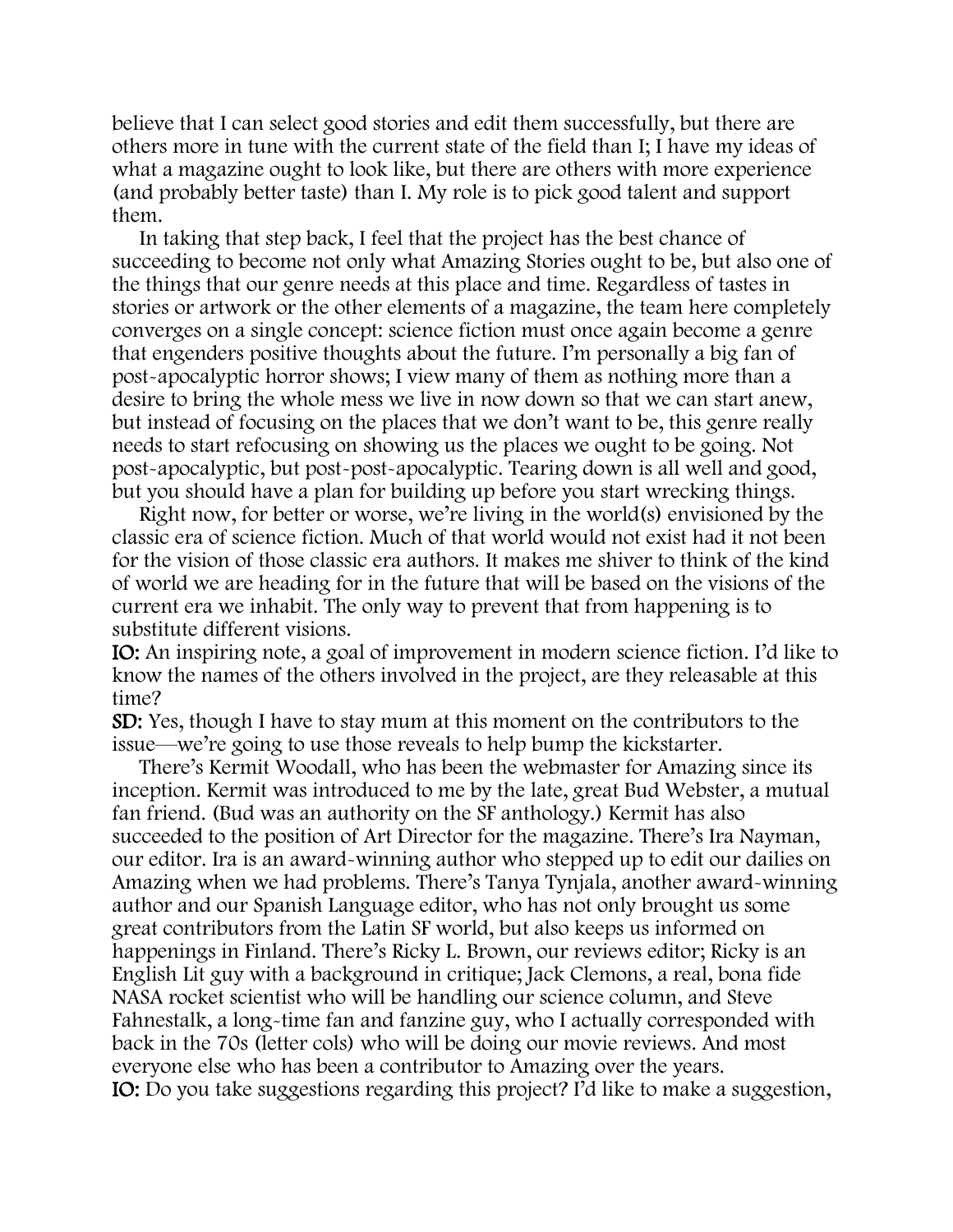believe that I can select good stories and edit them successfully, but there are others more in tune with the current state of the field than I; I have my ideas of what a magazine ought to look like, but there are others with more experience (and probably better taste) than I. My role is to pick good talent and support them.

In taking that step back, I feel that the project has the best chance of succeeding to become not only what Amazing Stories ought to be, but also one of the things that our genre needs at this place and time. Regardless of tastes in stories or artwork or the other elements of a magazine, the team here completely converges on a single concept: science fiction must once again become a genre that engenders positive thoughts about the future. I'm personally a big fan of post-apocalyptic horror shows; I view many of them as nothing more than a desire to bring the whole mess we live in now down so that we can start anew, but instead of focusing on the places that we don't want to be, this genre really needs to start refocusing on showing us the places we ought to be going. Not post-apocalyptic, but post-post-apocalyptic. Tearing down is all well and good, but you should have a plan for building up before you start wrecking things.

Right now, for better or worse, we're living in the world(s) envisioned by the classic era of science fiction. Much of that world would not exist had it not been for the vision of those classic era authors. It makes me shiver to think of the kind of world we are heading for in the future that will be based on the visions of the current era we inhabit. The only way to prevent that from happening is to substitute different visions.

**IO:** An inspiring note, a goal of improvement in modern science fiction. I'd like to know the names of the others involved in the project, are they releasable at this time?

**SD:** Yes, though I have to stay mum at this moment on the contributors to the issue—we're going to use those reveals to help bump the kickstarter.

There's Kermit Woodall, who has been the webmaster for Amazing since its inception. Kermit was introduced to me by the late, great Bud Webster, a mutual fan friend. (Bud was an authority on the SF anthology.) Kermit has also succeeded to the position of Art Director for the magazine. There's Ira Nayman, our editor. Ira is an award-winning author who stepped up to edit our dailies on Amazing when we had problems. There's Tanya Tynjala, another award-winning author and our Spanish Language editor, who has not only brought us some great contributors from the Latin SF world, but also keeps us informed on happenings in Finland. There's Ricky L. Brown, our reviews editor; Ricky is an English Lit guy with a background in critique; Jack Clemons, a real, bona fide NASA rocket scientist who will be handling our science column, and Steve Fahnestalk, a long-time fan and fanzine guy, who I actually corresponded with back in the 70s (letter cols) who will be doing our movie reviews. And most everyone else who has been a contributor to Amazing over the years.

**IO:** Do you take suggestions regarding this project? I'd like to make a suggestion,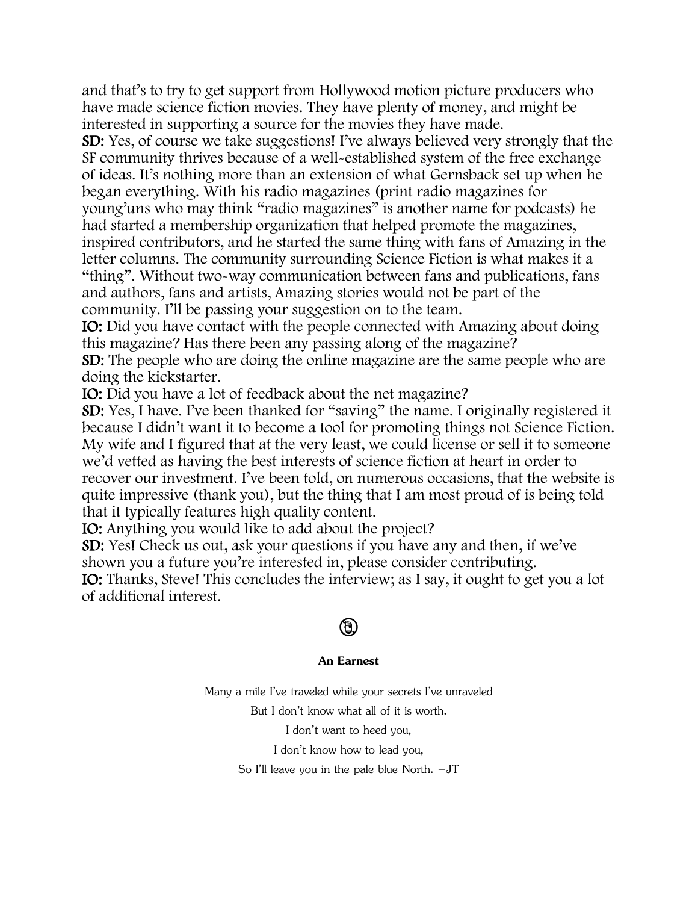and that's to try to get support from Hollywood motion picture producers who have made science fiction movies. They have plenty of money, and might be interested in supporting a source for the movies they have made.

**SD:** Yes, of course we take suggestions! I've always believed very strongly that the SF community thrives because of a well-established system of the free exchange of ideas. It's nothing more than an extension of what Gernsback set up when he began everything. With his radio magazines (print radio magazines for young'uns who may think "radio magazines" is another name for podcasts) he had started a membership organization that helped promote the magazines, inspired contributors, and he started the same thing with fans of Amazing in the letter columns. The community surrounding Science Fiction is what makes it a "thing". Without two-way communication between fans and publications, fans and authors, fans and artists, Amazing stories would not be part of the community. I'll be passing your suggestion on to the team.

**IO:** Did you have contact with the people connected with Amazing about doing this magazine? Has there been any passing along of the magazine?

**SD:** The people who are doing the online magazine are the same people who are doing the kickstarter.

**IO:** Did you have a lot of feedback about the net magazine?

**SD:** Yes, I have. I've been thanked for "saving" the name. I originally registered it because I didn't want it to become a tool for promoting things not Science Fiction. My wife and I figured that at the very least, we could license or sell it to someone we'd vetted as having the best interests of science fiction at heart in order to recover our investment. I've been told, on numerous occasions, that the website is quite impressive (thank you), but the thing that I am most proud of is being told that it typically features high quality content.

**IO:** Anything you would like to add about the project?

**SD:** Yes! Check us out, ask your questions if you have any and then, if we've shown you a future you're interested in, please consider contributing.

**IO:** Thanks, Steve! This concludes the interview; as I say, it ought to get you a lot of additional interest.

**An Earnest**

Many a mile I've traveled while your secrets I've unraveled

But I don't know what all of it is worth.

I don't want to heed you,

I don't know how to lead you,

So I'll leave you in the pale blue North. —JT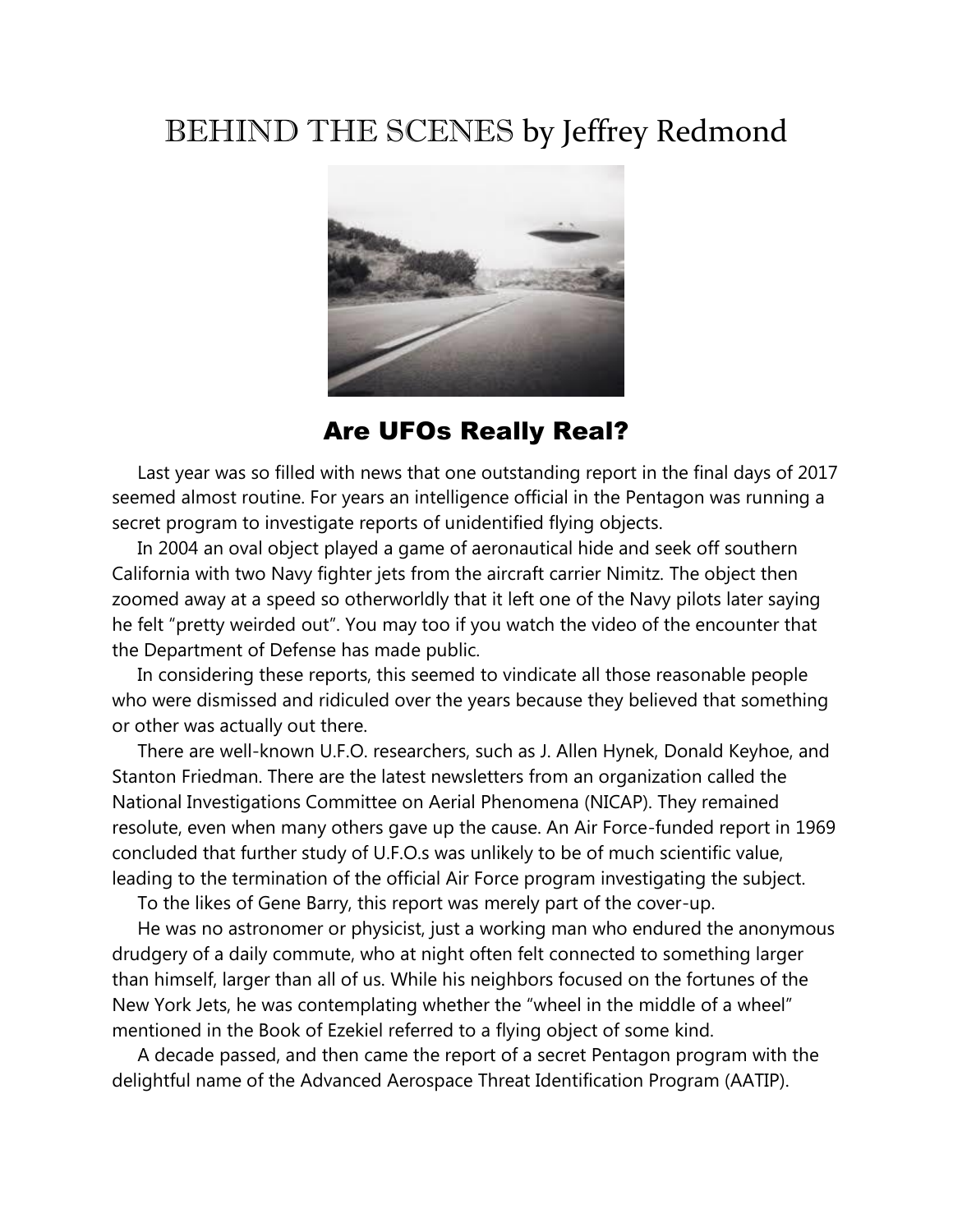# BEHIND THE SCENES by Jeffrey Redmond

## Are UFOs Really Real?

Last year was so filled with news that one outstanding report in the final days of 2017 seemed almost routine. For years an intelligence official in the Pentagon was running a secret program to investigate reports of unidentified flying objects.

In 2004 an oval object played a game of aeronautical hide and seek off southern California with two Navy fighter jets from the aircraft carrier Nimitz. The object then zoomed away at a speed so otherworldly that it left one of the Navy pilots later saying he felt "pretty weirded out". You may too if you watch the video of the encounter that the Department of Defense has made public.

In considering these reports, this seemed to vindicate all those reasonable people who were dismissed and ridiculed over the years because they believed that something or other was actually out there.

There are well-known U.F.O. researchers, such as J. Allen Hynek, Donald Keyhoe, and Stanton Friedman. There are the latest newsletters from an organization called the National Investigations Committee on Aerial Phenomena (NICAP). They remained resolute, even when many others gave up the cause. An Air Force-funded report in 1969 concluded that further study of U.F.O.s was unlikely to be of much scientific value, leading to the termination of the official Air Force program investigating the subject.

To the likes of Gene Barry, this report was merely part of the cover-up.

He was no astronomer or physicist, just a working man who endured the anonymous drudgery of a daily commute, who at night often felt connected to something larger than himself, larger than all of us. While his neighbors focused on the fortunes of the New York Jets, he was contemplating whether the "wheel in the middle of a wheel" mentioned in the Book of Ezekiel referred to a flying object of some kind.

A decade passed, and then came the report of a secret Pentagon program with the delightful name of the Advanced Aerospace Threat Identification Program (AATIP).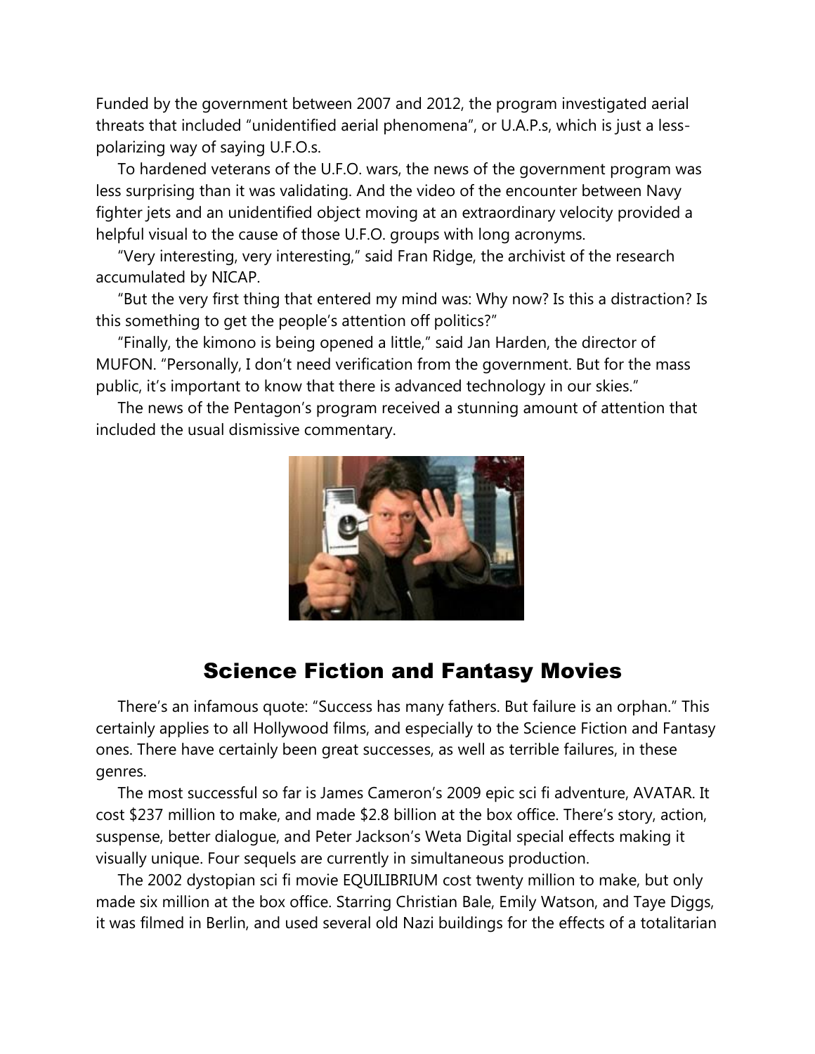Funded by the government between 2007 and 2012, the program investigated aerial threats that included "unidentified aerial phenomena", or U.A.P.s, which is just a less-polarizing way of saying U.F.O.s.

To hardened veterans of the U.F.O. wars, the news of the government program was less surprising than it was validating. And the video of the encounter between Navy fighter jets and an unidentified object moving at an extraordinary velocity provided a helpful visual to the cause of those U.F.O. groups with long acronyms.

"Very interesting, very interesting," said Fran Ridge, the archivist of the research accumulated by NICAP.

"But the very first thing that entered my mind was: Why now? Is this a distraction? Is this something to get the people's attention off politics?"

"Finally, the kimono is being opened a little," said Jan Harden, the director of MUFON. "Personally, I don't need verification from the government. But for the mass public, it's important to know that there is advanced technology in our skies."

The news of the Pentagon's program received a stunning amount of attention that included the usual dismissive commentary.

## Science Fiction and Fantasy Movies

There's an infamous quote: "Success has many fathers. But failure is an orphan." This certainly applies to all Hollywood films, and especially to the Science Fiction and Fantasy ones. There have certainly been great successes, as well as terrible failures, in these genres.

The most successful so far is James Cameron's 2009 epic sci fi adventure, AVATAR. It cost $237 million to make, and made $2.8 billion at the box office. There's story, action, suspense, better dialogue, and Peter Jackson's Weta Digital special effects making it visually unique. Four sequels are currently in simultaneous production.

The 2002 dystopian sci fi movie EQUILIBRIUM cost twenty million to make, but only made six million at the box office. Starring Christian Bale, Emily Watson, and Taye Diggs, it was filmed in Berlin, and used several old Nazi buildings for the effects of a totalitarian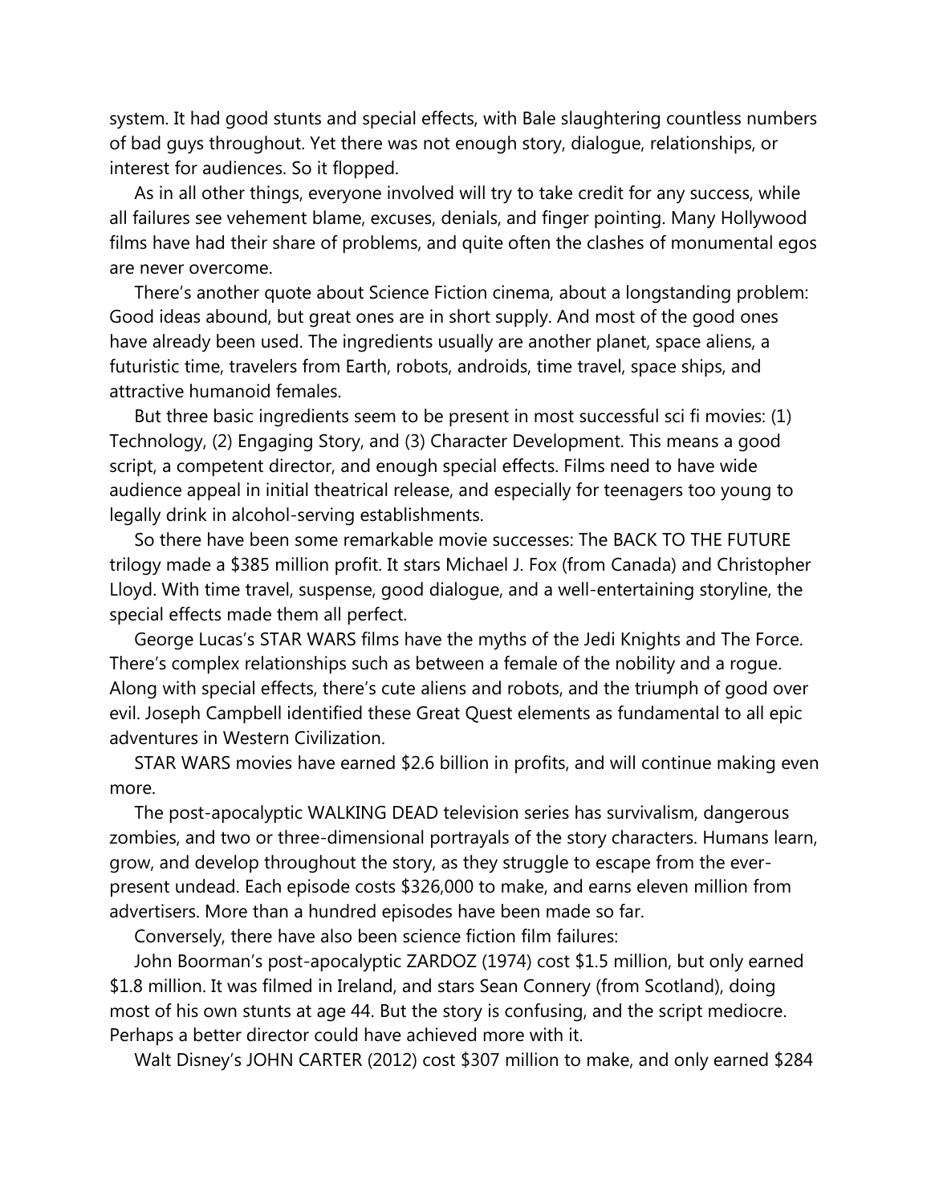system. It had good stunts and special effects, with Bale slaughtering countless numbers of bad guys throughout. Yet there was not enough story, dialogue, relationships, or interest for audiences. So it flopped.

As in all other things, everyone involved will try to take credit for any success, while all failures see vehement blame, excuses, denials, and finger pointing. Many Hollywood films have had their share of problems, and quite often the clashes of monumental egos are never overcome.

There's another quote about Science Fiction cinema, about a longstanding problem: Good ideas abound, but great ones are in short supply. And most of the good ones have already been used. The ingredients usually are another planet, space aliens, a futuristic time, travelers from Earth, robots, androids, time travel, space ships, and attractive humanoid females.

But three basic ingredients seem to be present in most successful sci fi movies: (1) Technology, (2) Engaging Story, and (3) Character Development. This means a good script, a competent director, and enough special effects. Films need to have wide audience appeal in initial theatrical release, and especially for teenagers too young to legally drink in alcohol-serving establishments.

So there have been some remarkable movie successes: The BACK TO THE FUTURE trilogy made a $385 million profit. It stars Michael J. Fox (from Canada) and Christopher Lloyd. With time travel, suspense, good dialogue, and a well-entertaining storyline, the special effects made them all perfect.

George Lucas's STAR WARS films have the myths of the Jedi Knights and The Force. There's complex relationships such as between a female of the nobility and a rogue. Along with special effects, there's cute aliens and robots, and the triumph of good over evil. Joseph Campbell identified these Great Quest elements as fundamental to all epic adventures in Western Civilization.

STAR WARS movies have earned $2.6 billion in profits, and will continue making even more.

The post-apocalyptic WALKING DEAD television series has survivalism, dangerous zombies, and two or three-dimensional portrayals of the story characters. Humans learn, grow, and develop throughout the story, as they struggle to escape from the ever-present undead. Each episode costs $326,000 to make, and earns eleven million from advertisers. More than a hundred episodes have been made so far.

Conversely, there have also been science fiction film failures:

John Boorman's post-apocalyptic ZARDOZ (1974) cost $1.5 million, but only earned $1.8 million. It was filmed in Ireland, and stars Sean Connery (from Scotland), doing most of his own stunts at age 44. But the story is confusing, and the script mediocre. Perhaps a better director could have achieved more with it.

Walt Disney's JOHN CARTER (2012) cost $307 million to make, and only earned $284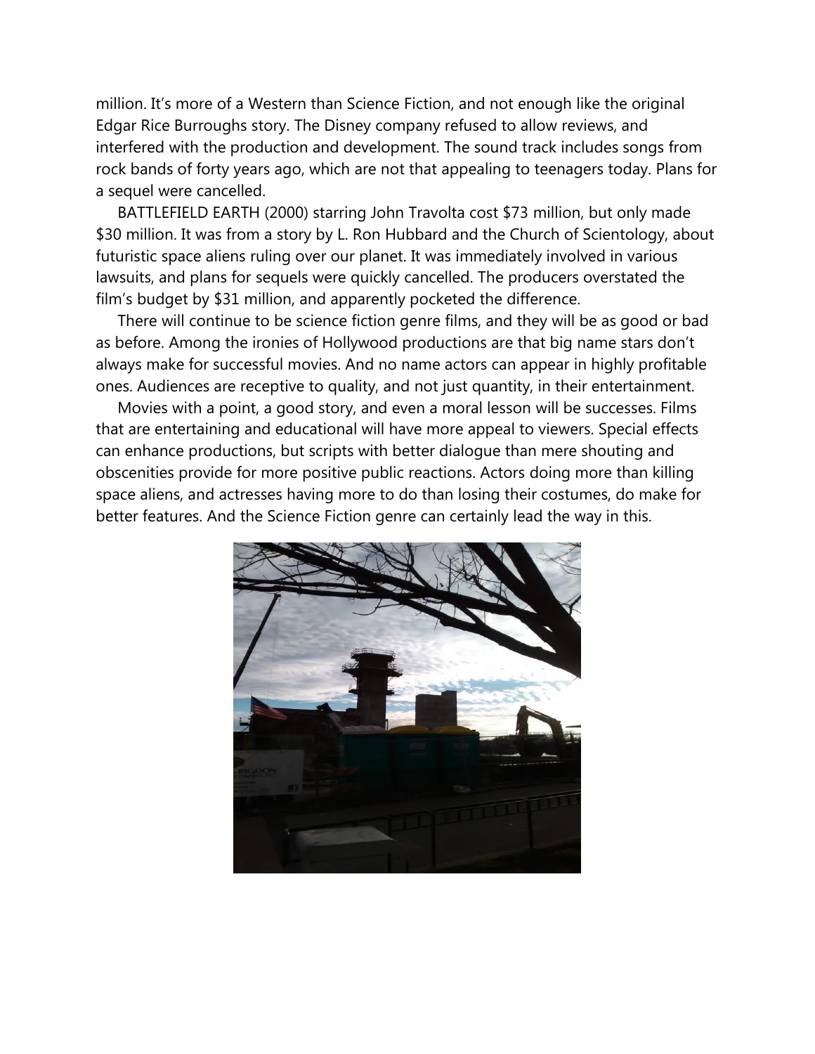million. It’s more of a Western than Science Fiction, and not enough like the original Edgar Rice Burroughs story. The Disney company refused to allow reviews, and interfered with the production and development. The sound track includes songs from rock bands of forty years ago, which are not that appealing to teenagers today. Plans for a sequel were cancelled.

BATTLEFIELD EARTH (2000) starring John Travolta cost $73 million, but only made $30 million. It was from a story by L. Ron Hubbard and the Church of Scientology, about futuristic space aliens ruling over our planet. It was immediately involved in various lawsuits, and plans for sequels were quickly cancelled. The producers overstated the film’s budget by $31 million, and apparently pocketed the difference.

There will continue to be science fiction genre films, and they will be as good or bad as before. Among the ironies of Hollywood productions are that big name stars don’t always make for successful movies. And no name actors can appear in highly profitable ones. Audiences are receptive to quality, and not just quantity, in their entertainment.

Movies with a point, a good story, and even a moral lesson will be successes. Films that are entertaining and educational will have more appeal to viewers. Special effects can enhance productions, but scripts with better dialogue than mere shouting and obscenities provide for more positive public reactions. Actors doing more than killing space aliens, and actresses having more to do than losing their costumes, do make for better features. And the Science Fiction genre can certainly lead the way in this.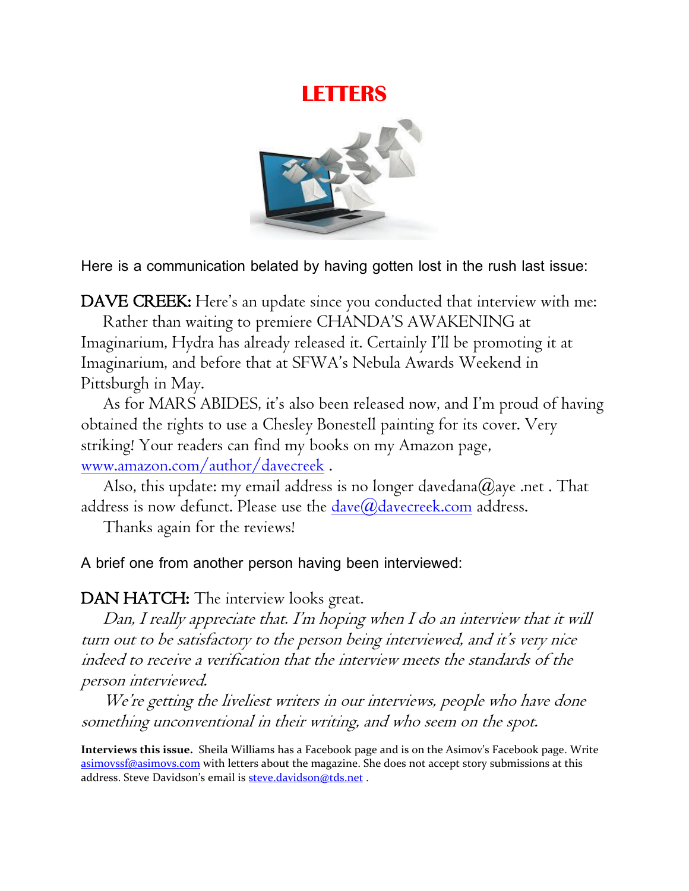# LETTERS

Here is a communication belated by having gotten lost in the rush last issue:

**DAVE CREEK:** Here's an update since you conducted that interview with me:

Rather than waiting to premiere CHANDA'S AWAKENING at Imaginarium, Hydra has already released it. Certainly I'll be promoting it at Imaginarium, and before that at SFWA's Nebula Awards Weekend in Pittsburgh in May.

As for MARS ABIDES, it's also been released now, and I'm proud of having obtained the rights to use a Chesley Bonestell painting for its cover. Very striking! Your readers can find my books on my Amazon page, www.amazon.com/author/davecreek .

Also, this update: my email address is no longer davedana@aye .net . That address is now defunct. Please use the dave@davecreek.com address.

Thanks again for the reviews!

A brief one from another person having been interviewed:

**DAN HATCH:** The interview looks great.

*Dan, I really appreciate that. I'm hoping when I do an interview that it will turn out to be satisfactory to the person being interviewed, and it's very nice indeed to receive a verification that the interview meets the standards of the person interviewed.*

*We're getting the liveliest writers in our interviews, people who have done something unconventional in their writing, and who seem on the spot.*

**Interviews this issue.** Sheila Williams has a Facebook page and is on the Asimov's Facebook page. Write asimovssf@asimovs.com with letters about the magazine. She does not accept story submissions at this address. Steve Davidson's email is steve.davidson@tds.net .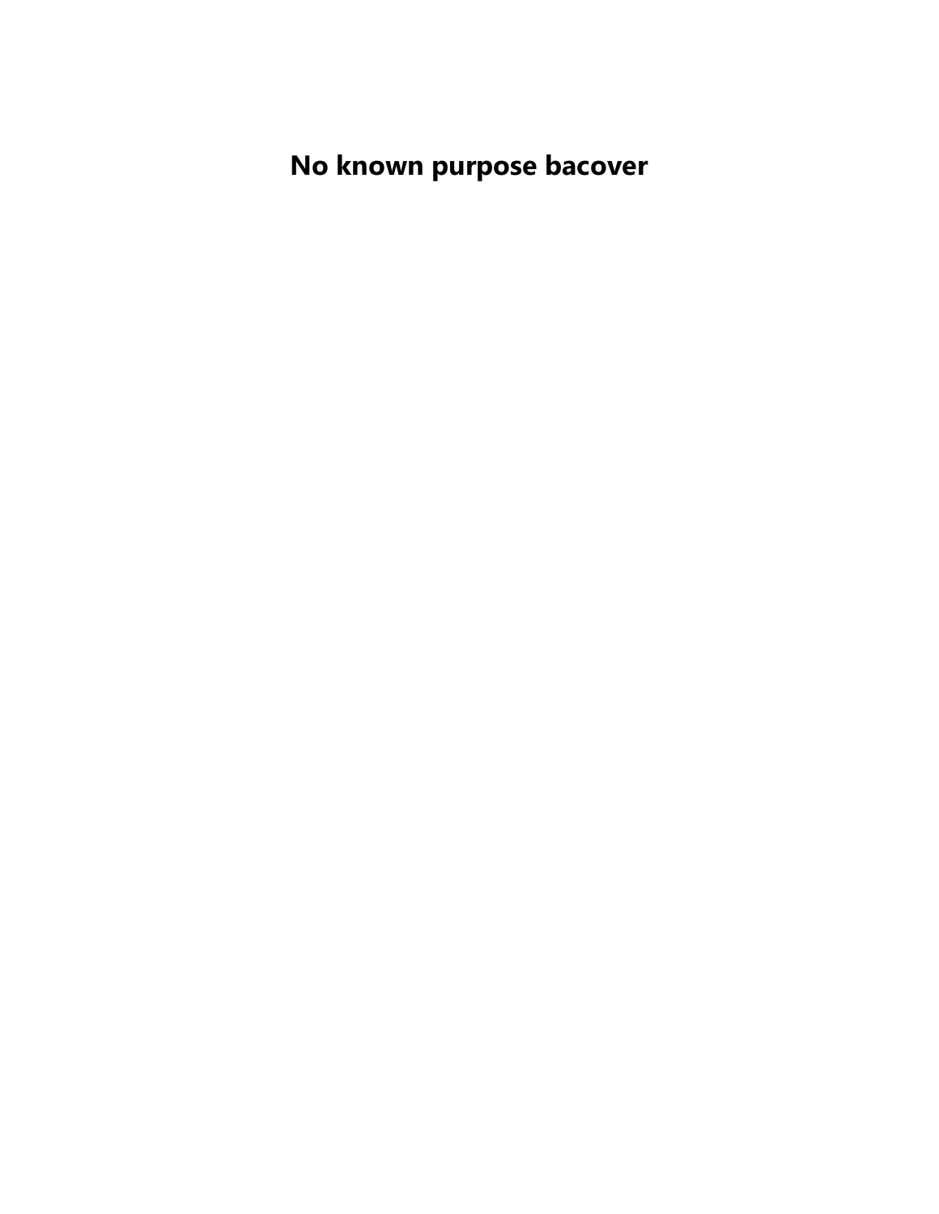**No known purpose bacover**